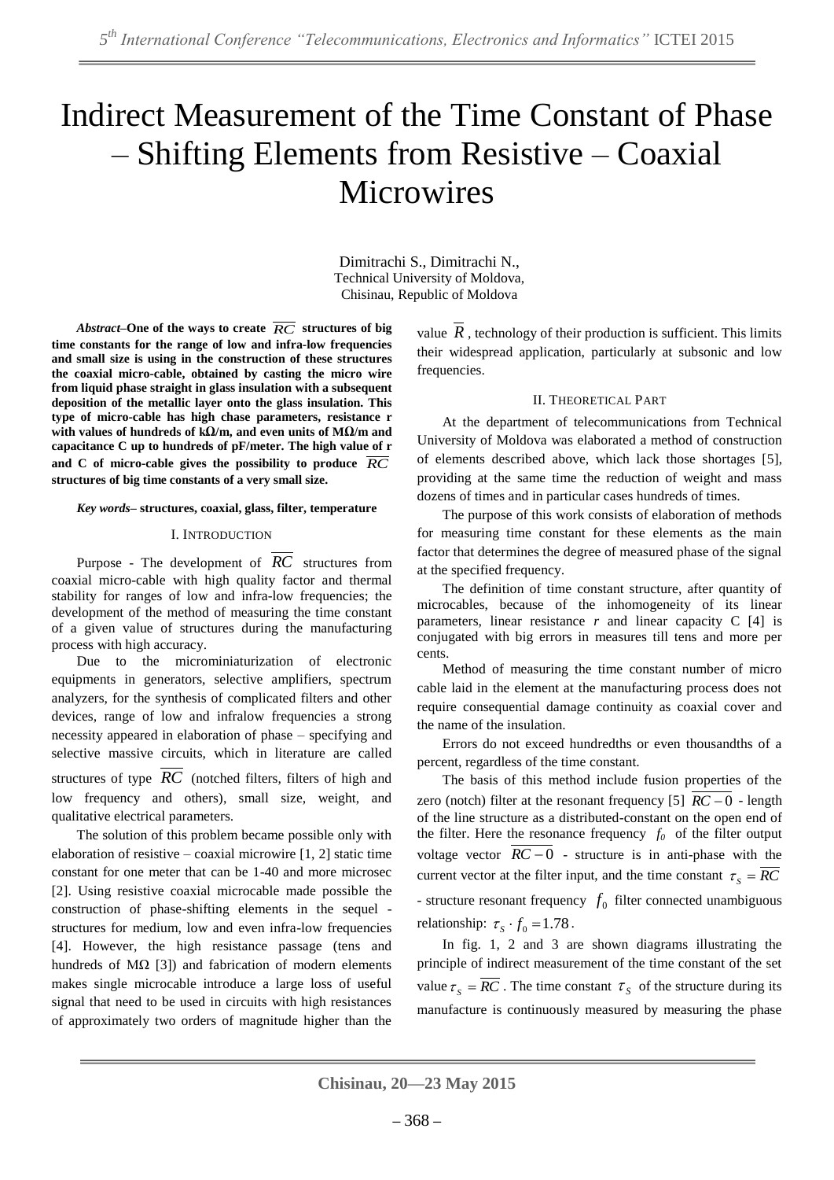# Indirect Measurement of the Time Constant of Phase – Shifting Elements from Resistive – Coaxial Microwires

Dimitrachi S., Dimitrachi N.,
Technical University of Moldova,
Chisinau, Republic of Moldova

***Abstract*–One of the ways to create $\overline{RC}$ structures of big time constants for the range of low and infra-low frequencies and small size is using in the construction of these structures the coaxial micro-cable, obtained by casting the micro wire from liquid phase straight in glass insulation with a subsequent deposition of the metallic layer onto the glass insulation. This type of micro-cable has high chase parameters, resistance r with values of hundreds of kΩ/m, and even units of MΩ/m and capacitance C up to hundreds of pF/meter. The high value of r and C of micro-cable gives the possibility to produce $\overline{RC}$ structures of big time constants of a very small size.**

***Key words*– structures, coaxial, glass, filter, temperature**

## I. Introduction

Purpose - The development of $\overline{RC}$ structures from coaxial micro-cable with high quality factor and thermal stability for ranges of low and infra-low frequencies; the development of the method of measuring the time constant of a given value of structures during the manufacturing process with high accuracy.

Due to the microminiaturization of electronic equipments in generators, selective amplifiers, spectrum analyzers, for the synthesis of complicated filters and other devices, range of low and infralow frequencies a strong necessity appeared in elaboration of phase – specifying and selective massive circuits, which in literature are called structures of type $\overline{RC}$ (notched filters, filters of high and low frequency and others), small size, weight, and qualitative electrical parameters.

The solution of this problem became possible only with elaboration of resistive – coaxial microwire [1, 2] static time constant for one meter that can be 1-40 and more microsec [2]. Using resistive coaxial microcable made possible the construction of phase-shifting elements in the sequel - structures for medium, low and even infra-low frequencies [4]. However, the high resistance passage (tens and hundreds of MΩ [3]) and fabrication of modern elements makes single microcable introduce a large loss of useful signal that need to be used in circuits with high resistances of approximately two orders of magnitude higher than the value $\overline{R}$, technology of their production is sufficient. This limits their widespread application, particularly at subsonic and low frequencies.

## II. Theoretical Part

At the department of telecommunications from Technical University of Moldova was elaborated a method of construction of elements described above, which lack those shortages [5], providing at the same time the reduction of weight and mass dozens of times and in particular cases hundreds of times.

The purpose of this work consists of elaboration of methods for measuring time constant for these elements as the main factor that determines the degree of measured phase of the signal at the specified frequency.

The definition of time constant structure, after quantity of microcables, because of the inhomogeneity of its linear parameters, linear resistance *r* and linear capacity C [4] is conjugated with big errors in measures till tens and more per cents.

Method of measuring the time constant number of micro cable laid in the element at the manufacturing process does not require consequential damage continuity as coaxial cover and the name of the insulation.

Errors do not exceed hundredths or even thousandths of a percent, regardless of the time constant.

The basis of this method include fusion properties of the zero (notch) filter at the resonant frequency [5] $\overline{RC-0}$ - length of the line structure as a distributed-constant on the open end of the filter. Here the resonance frequency $f_0$ of the filter output voltage vector $\overline{RC-0}$ - structure is in anti-phase with the current vector at the filter input, and the time constant $\tau_S = \overline{RC}$ - structure resonant frequency $f_0$ filter connected unambiguous relationship: $\tau_S \cdot f_0 = 1.78$.

In fig. 1, 2 and 3 are shown diagrams illustrating the principle of indirect measurement of the time constant of the set value $\tau_S = \overline{RC}$. The time constant $\tau_S$ of the structure during its manufacture is continuously measured by measuring the phase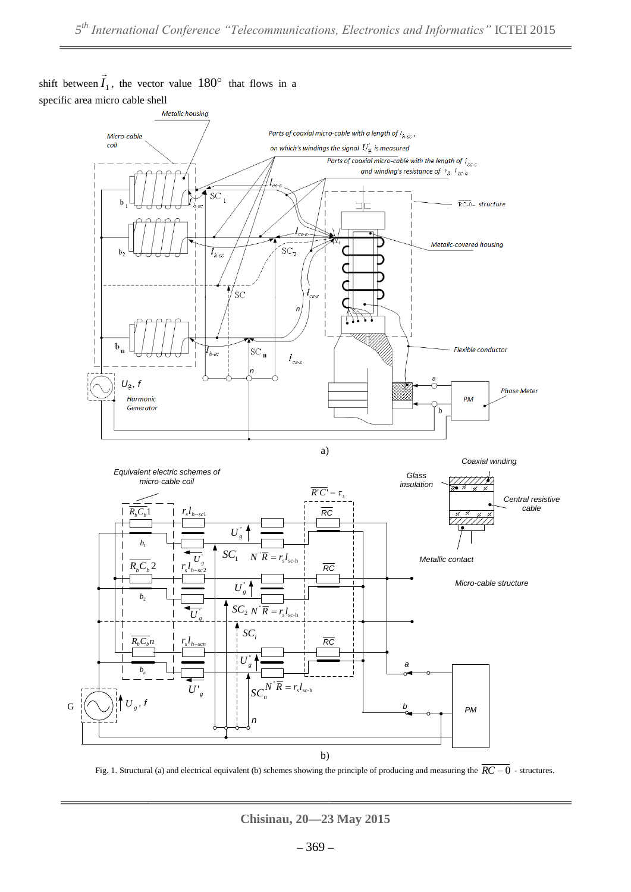shift between $\vec{I}_1$, the vector value $180°$ that flows in a specific area micro cable shell

Fig. 1. Structural (a) and electrical equivalent (b) schemes showing the principle of producing and measuring the $\overline{RC}-0$ - structures.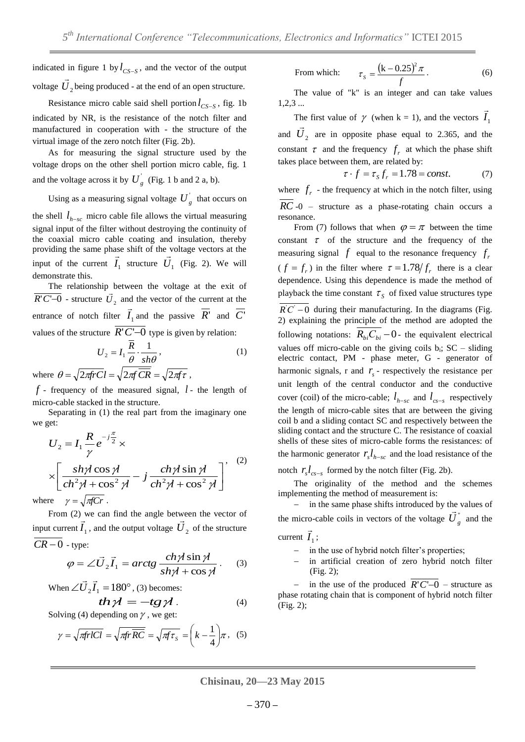indicated in figure 1 by $l_{CS-S}$, and the vector of the output voltage $\vec{U}_2$ being produced - at the end of an open structure.

Resistance micro cable said shell portion $l_{CS-S}$, fig. 1b indicated by NR, is the resistance of the notch filter and manufactured in cooperation with - the structure of the virtual image of the zero notch filter (Fig. 2b).

As for measuring the signal structure used by the voltage drops on the other shell portion micro cable, fig. 1 and the voltage across it by $U_g^{'}$ (Fig. 1 b and 2 a, b).

Using as a measuring signal voltage $U_g^{'}$ that occurs on the shell $l_{h-sc}$ micro cable file allows the virtual measuring signal input of the filter without destroying the continuity of the coaxial micro cable coating and insulation, thereby providing the same phase shift of the voltage vectors at the input of the current $\vec{I}_1$ structure $\vec{U}_1$ (Fig. 2). We will demonstrate this.

The relationship between the voltage at the exit of $\overline{R'C'-0}$ - structure $\vec{U}_2$ and the vector of the current at the entrance of notch filter $\vec{I}_1$ and the passive $\overline{R'}$ and $\overline{C'}$ values of the structure $\overline{R'C'-0}$ type is given by relation:

$$U_2 = I_1 \frac{\overline{R}}{\theta} \cdot \frac{1}{sh\theta}, \tag{1}$$

where $\theta = \sqrt{2\pi frCl} = \sqrt{2\pi f \overline{CR}} = \sqrt{2\pi f\tau}$,

$f$ - frequency of the measured signal, $l$ - the length of micro-cable stacked in the structure.

Separating in (1) the real part from the imaginary one we get:

$$U_2 = I_1 \frac{R}{\gamma} e^{-j\frac{\pi}{2}} \times \left[ \frac{sh\gamma l \cos\gamma l}{ch^2\gamma l + \cos^2\gamma l} - j\frac{ch\gamma l \sin\gamma l}{ch^2\gamma l + \cos^2\gamma l} \right], \tag{2}$$

where $\gamma = \sqrt{\pi fCr}$.

From (2) we can find the angle between the vector of input current $\vec{I}_1$, and the output voltage $\vec{U}_2$ of the structure $\overline{CR-0}$ - type:

$$\varphi = \angle \vec{U}_2 \vec{I}_1 = arctg \frac{ch\gamma l \sin\gamma l}{sh\gamma l + \cos\gamma l}. \tag{3}$$

When $\angle \vec{U}_2 \vec{I}_1 = 180°$, (3) becomes:

$$th\gamma l = -tg\gamma l. \tag{4}$$

Solving (4) depending on $\gamma$, we get:

$$\gamma = \sqrt{\pi frlCl} = \sqrt{\pi fr\overline{RC}} = \sqrt{\pi f\tau_S} = \left(k - \frac{1}{4}\right)\pi, \tag{5}$$

From which:

$$\tau_S = \frac{(k - 0.25)^2 \pi}{f}. \tag{6}$$

The value of "k" is an integer and can take values 1,2,3 ...

The first value of $\gamma$ (when k = 1), and the vectors $\vec{I}_1$ and $\vec{U}_2$ are in opposite phase equal to 2.365, and the constant $\tau$ and the frequency $f_r$ at which the phase shift takes place between them, are related by:

$$\tau \cdot f = \tau_S f_r = 1.78 = const. \tag{7}$$

where $f_r$ - the frequency at which in the notch filter, using $\overline{RC}$-0 – structure as a phase-rotating chain occurs a resonance.

From (7) follows that when $\varphi = \pi$ between the time constant $\tau$ of the structure and the frequency of the measuring signal $f$ equal to the resonance frequency $f_r$ ($f = f_r$) in the filter where $\tau = 1.78/f_r$ there is a clear dependence. Using this dependence is made the method of playback the time constant $\tau_S$ of fixed value structures type $\overline{R^{'}C^{'}} - 0$ during their manufacturing. In the diagrams (Fig. 2) explaining the principle of the method are adopted the following notations: $\overline{R_{bi}C_{bi}} - 0$ - the equivalent electrical values off micro-cable on the giving coils $b_i$; SC – sliding electric contact, PM - phase meter, G - generator of harmonic signals, r and $r_s$ - respectively the resistance per unit length of the central conductor and the conductive cover (coil) of the micro-cable; $l_{h-sc}$ and $l_{cs-s}$ respectively the length of micro-cable sites that are between the giving coil b and a sliding contact SC and respectively between the sliding contact and the structure C. The resistance of coaxial shells of these sites of micro-cable forms the resistances: of the harmonic generator $r_s l_{h-sc}$ and the load resistance of the notch $r_s l_{cs-s}$ formed by the notch filter (Fig. 2b).

The originality of the method and the schemes implementing the method of measurement is:

- in the same phase shifts introduced by the values of the micro-cable coils in vectors of the voltage $\vec{U}_g^{''}$ and the current $\vec{I}_1$;
- in the use of hybrid notch filter's properties;
- in artificial creation of zero hybrid notch filter (Fig. 2);
- in the use of the produced $\overline{R'C'-0}$ – structure as phase rotating chain that is component of hybrid notch filter (Fig. 2);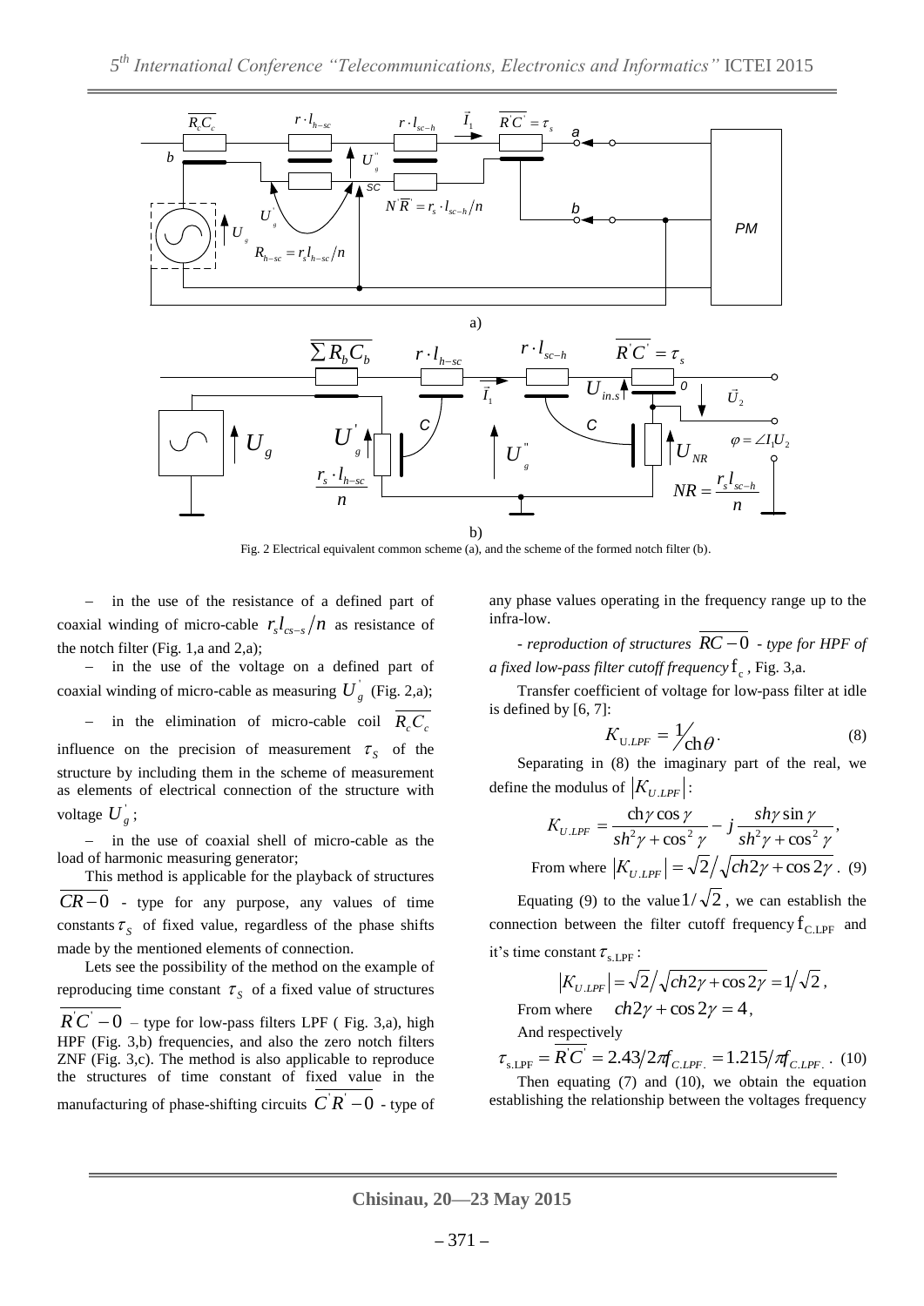Fig. 2 Electrical equivalent common scheme (a), and the scheme of the formed notch filter (b).

– in the use of the resistance of a defined part of coaxial winding of micro-cable $r_s l_{cs-s}/n$ as resistance of the notch filter (Fig. 1,a and 2,a);

– in the use of the voltage on a defined part of coaxial winding of micro-cable as measuring $U_g^{'}$ (Fig. 2,a);

– in the elimination of micro-cable coil $\overline{R_c C_c}$ influence on the precision of measurement $\tau_S$ of the structure by including them in the scheme of measurement as elements of electrical connection of the structure with voltage $U_g^{'}$;

– in the use of coaxial shell of micro-cable as the load of harmonic measuring generator;

This method is applicable for the playback of structures $\overline{CR-0}$ - type for any purpose, any values of time constants $\tau_S$ of fixed value, regardless of the phase shifts made by the mentioned elements of connection.

Lets see the possibility of the method on the example of reproducing time constant $\tau_S$ of a fixed value of structures $\overline{R^{'}C^{'}-0}$ – type for low-pass filters LPF ( Fig. 3,a), high HPF (Fig. 3,b) frequencies, and also the zero notch filters ZNF (Fig. 3,c). The method is also applicable to reproduce the structures of time constant of fixed value in the manufacturing of phase-shifting circuits $\overline{C^{'}R^{'}-0}$ - type of any phase values operating in the frequency range up to the infra-low.

*- reproduction of structures* $\overline{RC-0}$ *- type for HPF of a fixed low-pass filter cutoff frequency* $f_c$, Fig. 3,a.

Transfer coefficient of voltage for low-pass filter at idle is defined by [6, 7]:

$$K_{U.LPF} = 1/\text{ch}\,\theta. \tag{8}$$

Separating in (8) the imaginary part of the real, we define the modulus of $|K_{U.LPF}|$:

$$K_{U.LPF} = \frac{\text{ch}\gamma\cos\gamma}{sh^2\gamma + \cos^2\gamma} - j\frac{sh\gamma\sin\gamma}{sh^2\gamma + \cos^2\gamma},$$

From where $|K_{U.LPF}| = \sqrt{2}/\sqrt{ch2\gamma + \cos 2\gamma}$. (9)

Equating (9) to the value $1/\sqrt{2}$, we can establish the connection between the filter cutoff frequency $f_{\text{C.LPF}}$ and it's time constant $\tau_{\text{s.LPF}}$:

$$|K_{U.LPF}| = \sqrt{2}/\sqrt{ch2\gamma + \cos 2\gamma} = 1/\sqrt{2},$$

From where $ch2\gamma + \cos 2\gamma = 4$,

And respectively

$$\tau_{\text{s.LPF}} = \overline{R^{'}C^{'}} = 2.43/2\pi f_{C.LPF.} = 1.215/\pi f_{C.LPF.}. \tag{10}$$

Then equating (7) and (10), we obtain the equation establishing the relationship between the voltages frequency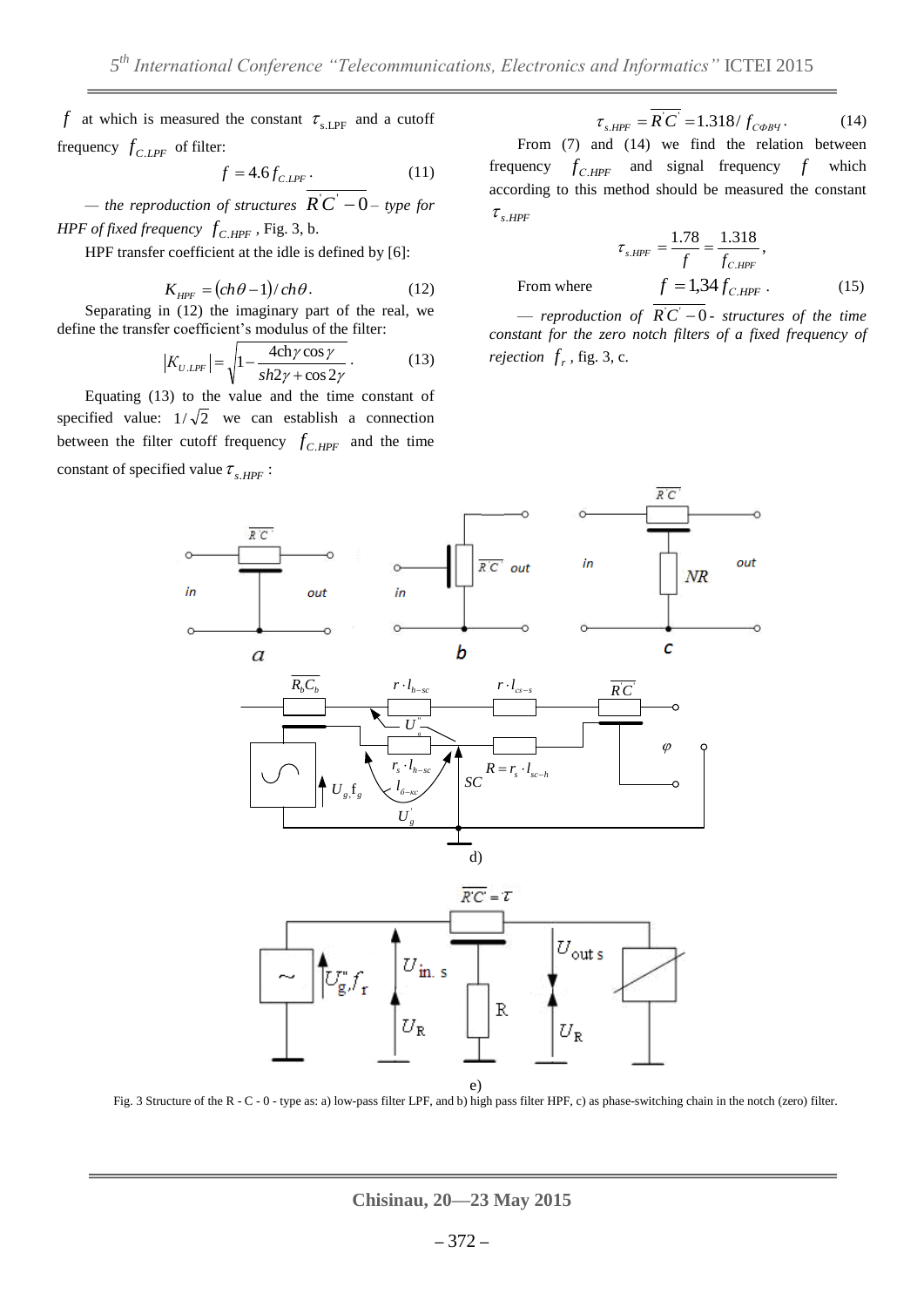$f$ at which is measured the constant $\tau_{\text{s.LPF}}$ and a cutoff frequency $f_{C.LPF}$ of filter:

$$f = 4.6 f_{C.LPF}. \qquad (11)$$

— *the reproduction of structures* $\overline{R^{'}C^{'}} - 0$ – *type for HPF of fixed frequency* $f_{C.HPF}$, Fig. 3, b.

HPF transfer coefficient at the idle is defined by [6]:

$$K_{HPF} = (ch\theta - 1)/ch\theta. \qquad (12)$$

Separating in (12) the imaginary part of the real, we define the transfer coefficient's modulus of the filter:

$$|K_{U.LPF}| = \sqrt{1 - \frac{4\text{ch}\gamma\cos\gamma}{sh2\gamma + \cos 2\gamma}}. \qquad (13)$$

Equating (13) to the value and the time constant of specified value: $1/\sqrt{2}$ we can establish a connection between the filter cutoff frequency $f_{C.HPF}$ and the time constant of specified value $\tau_{s.HPF}$:

$$\tau_{s.HPF} = \overline{R^{'}C^{'}} = 1.318 / f_{C\Phi B\Psi}. \qquad (14)$$

From (7) and (14) we find the relation between frequency $f_{C.HPF}$ and signal frequency $f$ which according to this method should be measured the constant $\tau_{s.HPF}$

$$\tau_{s.HPF} = \frac{1.78}{f} = \frac{1.318}{f_{C.HPF}},$$

From where $\qquad f = 1{,}34 f_{C.HPF}. \qquad (15)$

— *reproduction of* $\overline{R^{'}C^{'}} - 0$ - *structures of the time constant for the zero notch filters of a fixed frequency of rejection* $f_r$, fig. 3, c.

Fig. 3 Structure of the R - C - 0 - type as: a) low-pass filter LPF, and b) high pass filter HPF, c) as phase-switching chain in the notch (zero) filter.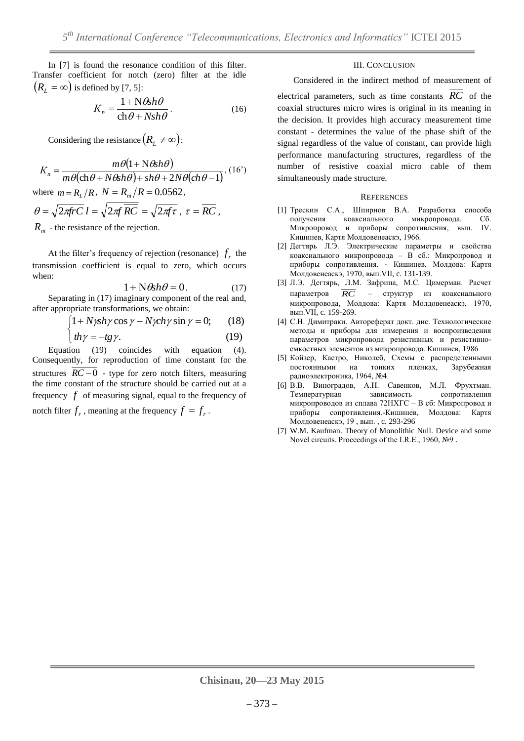In [7] is found the resonance condition of this filter. Transfer coefficient for notch (zero) filter at the idle $(R_L = \infty)$ is defined by [7, 5]:

$$K_n = \frac{1 + N\theta sh\theta}{\text{ch}\theta + Nsh\theta}. \qquad (16)$$

Considering the resistance $(R_L \neq \infty)$:

$$K_n = \frac{m\theta(1 + N\theta sh\theta)}{m\theta(\text{ch}\theta + N\theta sh\theta) + sh\theta + 2N\theta(ch\theta - 1)}, \qquad (16')$$

where $m = R_L / R$, $N = R_m / R = 0.0562$,

$\theta = \sqrt{2\pi f r C}\, l = \sqrt{2\pi f\, \overline{RC}} = \sqrt{2\pi f \tau}$, $\tau = \overline{RC}$,

$R_m$ - the resistance of the rejection.

At the filter's frequency of rejection (resonance) $f_r$ the transmission coefficient is equal to zero, which occurs when:

$$1 + N\theta sh\theta = 0. \qquad (17)$$

Separating in (17) imaginary component of the real and, after appropriate transformations, we obtain:

$$\begin{cases} 1 + N\gamma sh\gamma \cos\gamma - N\gamma ch\gamma \sin\gamma = 0; & (18) \\ th\gamma = -tg\gamma. & (19) \end{cases}$$

Equation (19) coincides with equation (4). Consequently, for reproduction of time constant for the structures $\overline{RC - 0}$ - type for zero notch filters, measuring the time constant of the structure should be carried out at a frequency $f$ of measuring signal, equal to the frequency of notch filter $f_r$, meaning at the frequency $f = f_r$.

## III. Conclusion

Considered in the indirect method of measurement of electrical parameters, such as time constants $\overline{RC}$ of the coaxial structures micro wires is original in its meaning in the decision. It provides high accuracy measurement time constant - determines the value of the phase shift of the signal regardless of the value of constant, can provide high performance manufacturing structures, regardless of the number of resistive coaxial micro cable of them simultaneously made structure.

## References

[1] Трескин С.А., Шпирнов В.А. Разработка способа получения коаксиального микропровода. Сб. Микропровод и приборы сопротивления, вып. IV. Кишинев, Картя Молдовенеаскэ, 1966.

[2] Дегтярь Л.Э. Электрические параметры и свойства коаксиального микропровода – В сб.: Микропровод и приборы сопротивления. - Кишинев, Молдова: Картя Молдовенеаскэ, 1970, вып.VII, с. 131-139.

[3] Л.Э. Дегтярь, Л.М. Зафрипа, М.С. Цимерман. Расчет параметров $\overline{RC}$ – структур из коаксиального микропровода, Молдова: Картя Молдовенеаскэ, 1970, вып.VII, с. 159-269.

[4] С.Н. Димитраки. Автореферат докт. дис. Технологические методы и приборы для измерения и воспроизведения параметров микропровода резистивных и резистивно-емкостных элементов из микропровода. Кишинев, 1986

[5] Койзер, Кастро, Николсб, Схемы с распределенными постоянными на тонких пленках, Зарубежная радиоэлектроника, 1964, №4.

[6] В.В. Виноградов, А.Н. Савенков, М.Л. Фрухтман. Температурная зависимость сопротивления микропроводов из сплава 72НХГС – В сб: Микропровод и приборы сопротивления.-Кишинев, Молдова: Картя Молдовенеаскэ, 19 , вып. , с. 293-296

[7] W.M. Kaufman. Theory of Monolithic Null. Device and some Novel circuits. Proceedings of the I.R.E., 1960, №9 .